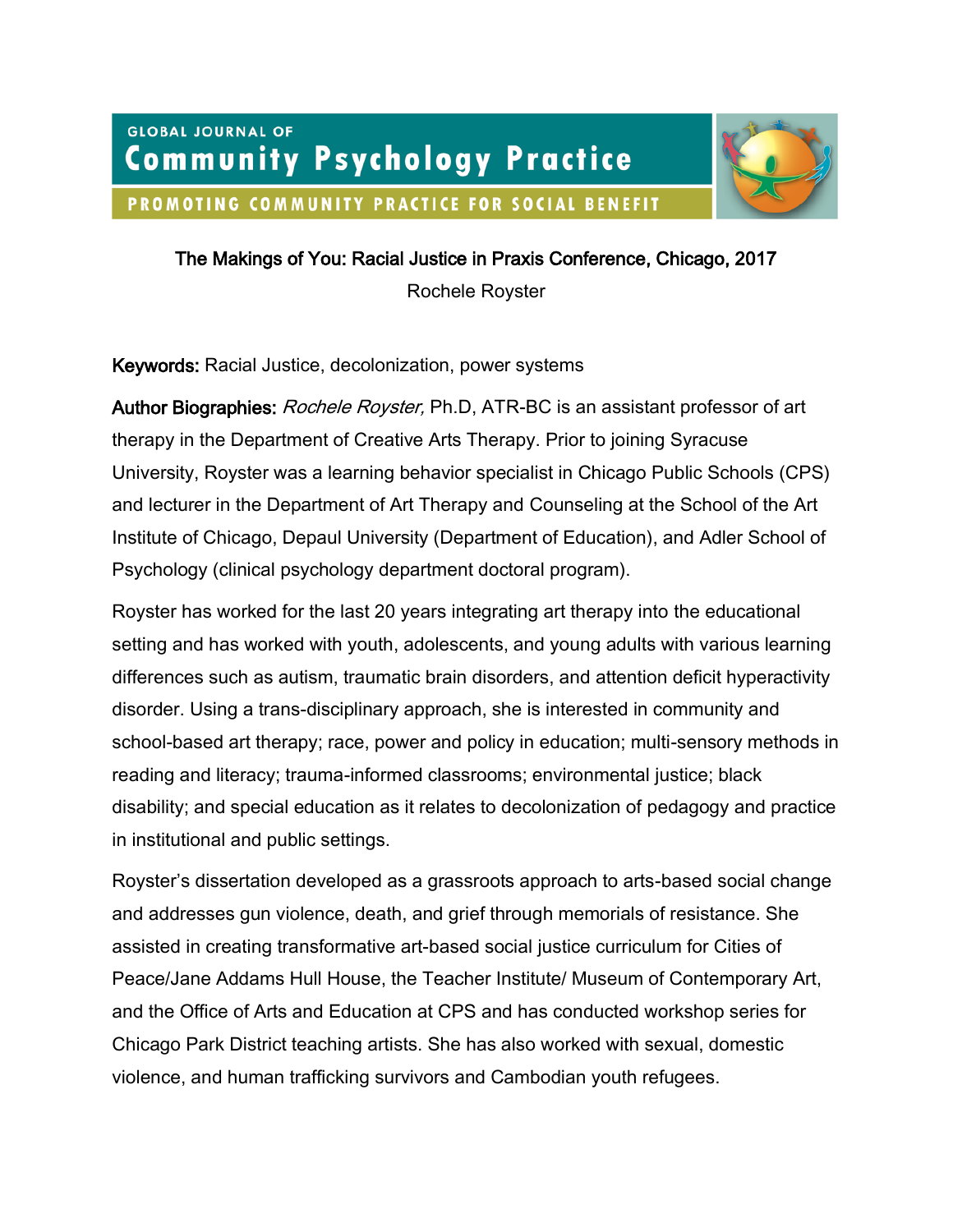# The Makings of You: Racial Justice in Praxis Conference, Chicago, 2017

Rochele Royster

**Keywords:** Racial Justice, decolonization, power systems

**Author Biographies:** *Rochele Royster,* Ph.D, ATR-BC is an assistant professor of art therapy in the Department of Creative Arts Therapy. Prior to joining Syracuse University, Royster was a learning behavior specialist in Chicago Public Schools (CPS) and lecturer in the Department of Art Therapy and Counseling at the School of the Art Institute of Chicago, Depaul University (Department of Education), and Adler School of Psychology (clinical psychology department doctoral program).

Royster has worked for the last 20 years integrating art therapy into the educational setting and has worked with youth, adolescents, and young adults with various learning differences such as autism, traumatic brain disorders, and attention deficit hyperactivity disorder. Using a trans-disciplinary approach, she is interested in community and school-based art therapy; race, power and policy in education; multi-sensory methods in reading and literacy; trauma-informed classrooms; environmental justice; black disability; and special education as it relates to decolonization of pedagogy and practice in institutional and public settings.

Royster's dissertation developed as a grassroots approach to arts-based social change and addresses gun violence, death, and grief through memorials of resistance. She assisted in creating transformative art-based social justice curriculum for Cities of Peace/Jane Addams Hull House, the Teacher Institute/ Museum of Contemporary Art, and the Office of Arts and Education at CPS and has conducted workshop series for Chicago Park District teaching artists. She has also worked with sexual, domestic violence, and human trafficking survivors and Cambodian youth refugees.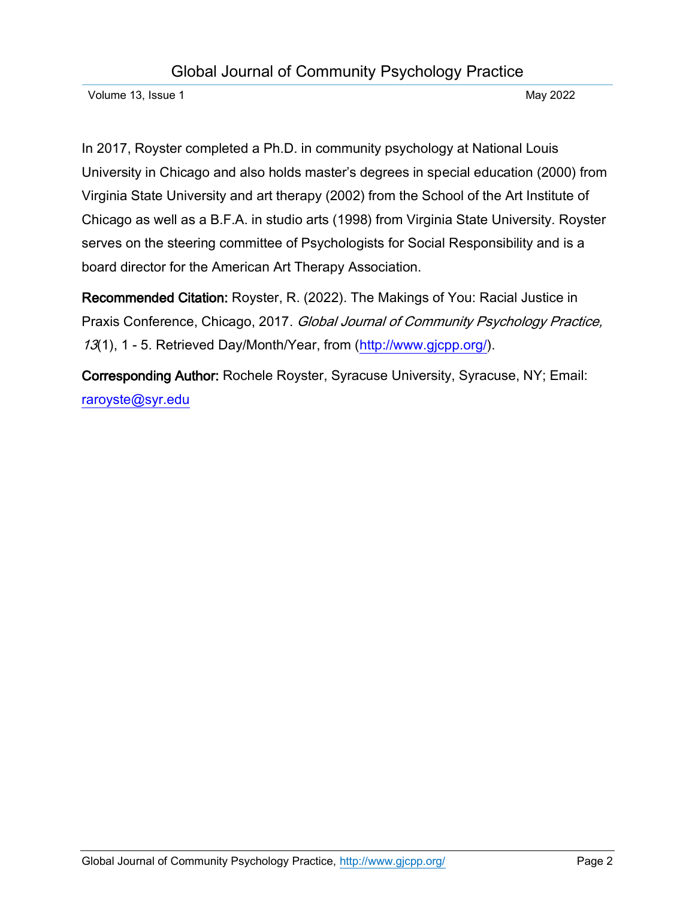In 2017, Royster completed a Ph.D. in community psychology at National Louis University in Chicago and also holds master's degrees in special education (2000) from Virginia State University and art therapy (2002) from the School of the Art Institute of Chicago as well as a B.F.A. in studio arts (1998) from Virginia State University. Royster serves on the steering committee of Psychologists for Social Responsibility and is a board director for the American Art Therapy Association.

**Recommended Citation:** Royster, R. (2022). The Makings of You: Racial Justice in Praxis Conference, Chicago, 2017. *Global Journal of Community Psychology Practice, 13*(1), 1 - 5. Retrieved Day/Month/Year, from (http://www.gjcpp.org/).

**Corresponding Author:** Rochele Royster, Syracuse University, Syracuse, NY; Email: raroyste@syr.edu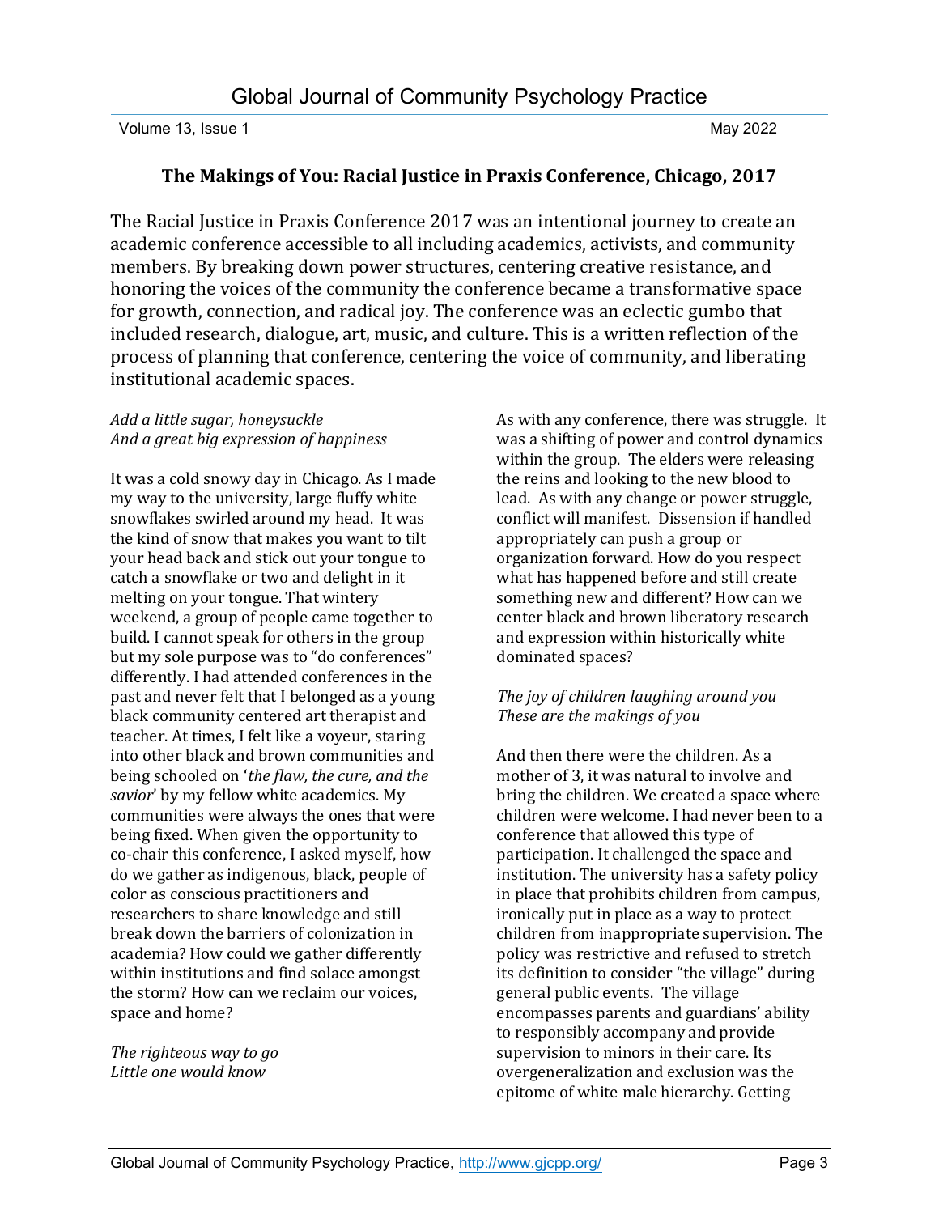## The Makings of You: Racial Justice in Praxis Conference, Chicago, 2017

The Racial Justice in Praxis Conference 2017 was an intentional journey to create an academic conference accessible to all including academics, activists, and community members. By breaking down power structures, centering creative resistance, and honoring the voices of the community the conference became a transformative space for growth, connection, and radical joy. The conference was an eclectic gumbo that included research, dialogue, art, music, and culture. This is a written reflection of the process of planning that conference, centering the voice of community, and liberating institutional academic spaces.

*Add a little sugar, honeysuckle*
*And a great big expression of happiness*

It was a cold snowy day in Chicago. As I made my way to the university, large fluffy white snowflakes swirled around my head. It was the kind of snow that makes you want to tilt your head back and stick out your tongue to catch a snowflake or two and delight in it melting on your tongue. That wintery weekend, a group of people came together to build. I cannot speak for others in the group but my sole purpose was to "do conferences" differently. I had attended conferences in the past and never felt that I belonged as a young black community centered art therapist and teacher. At times, I felt like a voyeur, staring into other black and brown communities and being schooled on '*the flaw, the cure, and the savior*' by my fellow white academics. My communities were always the ones that were being fixed. When given the opportunity to co-chair this conference, I asked myself, how do we gather as indigenous, black, people of color as conscious practitioners and researchers to share knowledge and still break down the barriers of colonization in academia? How could we gather differently within institutions and find solace amongst the storm? How can we reclaim our voices, space and home?

*The righteous way to go*
*Little one would know*

As with any conference, there was struggle. It was a shifting of power and control dynamics within the group. The elders were releasing the reins and looking to the new blood to lead. As with any change or power struggle, conflict will manifest. Dissension if handled appropriately can push a group or organization forward. How do you respect what has happened before and still create something new and different? How can we center black and brown liberatory research and expression within historically white dominated spaces?

*The joy of children laughing around you*
*These are the makings of you*

And then there were the children. As a mother of 3, it was natural to involve and bring the children. We created a space where children were welcome. I had never been to a conference that allowed this type of participation. It challenged the space and institution. The university has a safety policy in place that prohibits children from campus, ironically put in place as a way to protect children from inappropriate supervision. The policy was restrictive and refused to stretch its definition to consider "the village" during general public events. The village encompasses parents and guardians' ability to responsibly accompany and provide supervision to minors in their care. Its overgeneralization and exclusion was the epitome of white male hierarchy. Getting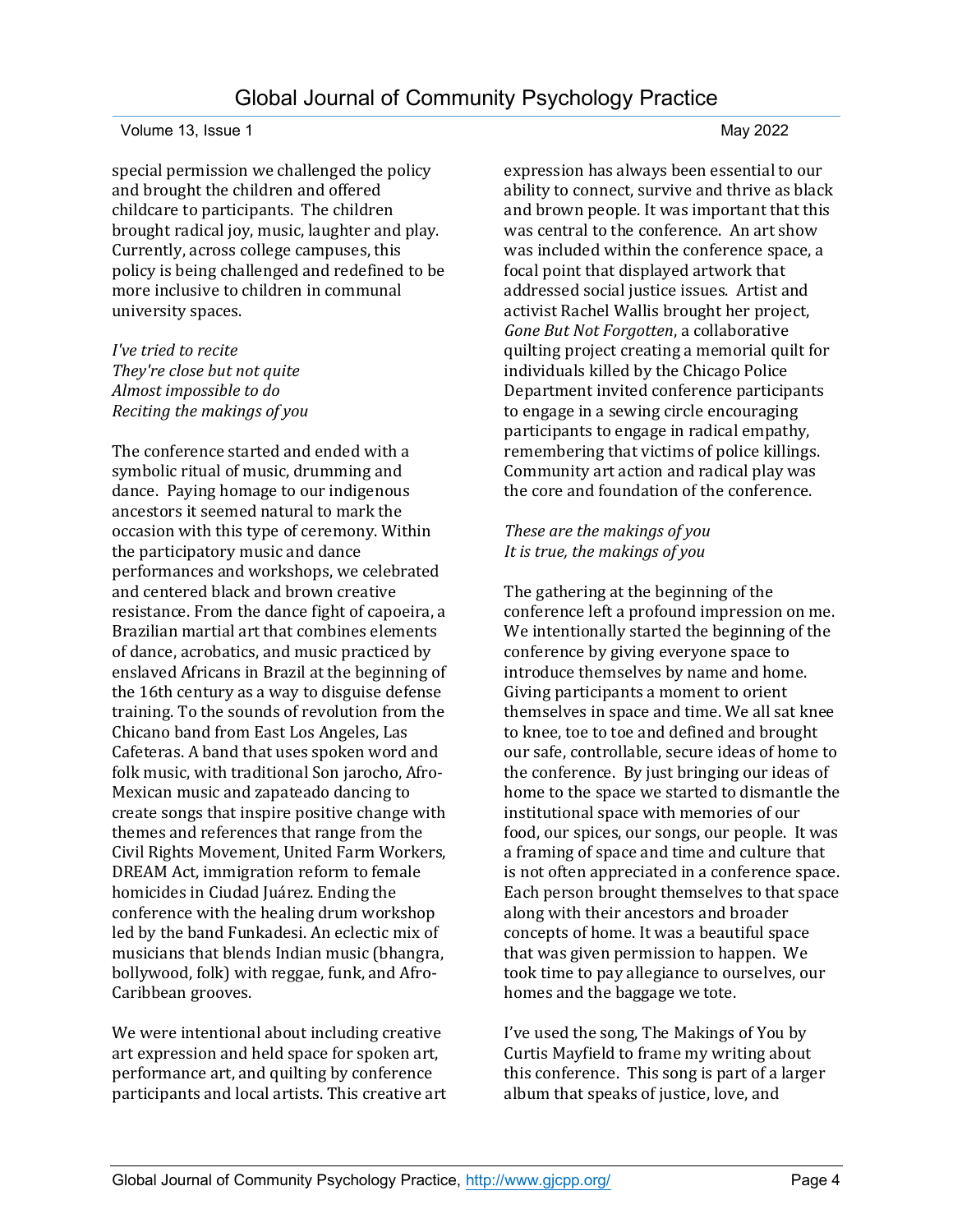special permission we challenged the policy and brought the children and offered childcare to participants. The children brought radical joy, music, laughter and play. Currently, across college campuses, this policy is being challenged and redefined to be more inclusive to children in communal university spaces.

*I've tried to recite*
*They're close but not quite*
*Almost impossible to do*
*Reciting the makings of you*

The conference started and ended with a symbolic ritual of music, drumming and dance. Paying homage to our indigenous ancestors it seemed natural to mark the occasion with this type of ceremony. Within the participatory music and dance performances and workshops, we celebrated and centered black and brown creative resistance. From the dance fight of capoeira, a Brazilian martial art that combines elements of dance, acrobatics, and music practiced by enslaved Africans in Brazil at the beginning of the 16th century as a way to disguise defense training. To the sounds of revolution from the Chicano band from East Los Angeles, Las Cafeteras. A band that uses spoken word and folk music, with traditional Son jarocho, Afro-Mexican music and zapateado dancing to create songs that inspire positive change with themes and references that range from the Civil Rights Movement, United Farm Workers, DREAM Act, immigration reform to female homicides in Ciudad Juárez. Ending the conference with the healing drum workshop led by the band Funkadesi. An eclectic mix of musicians that blends Indian music (bhangra, bollywood, folk) with reggae, funk, and Afro-Caribbean grooves.

We were intentional about including creative art expression and held space for spoken art, performance art, and quilting by conference participants and local artists. This creative art expression has always been essential to our ability to connect, survive and thrive as black and brown people. It was important that this was central to the conference. An art show was included within the conference space, a focal point that displayed artwork that addressed social justice issues. Artist and activist Rachel Wallis brought her project, *Gone But Not Forgotten*, a collaborative quilting project creating a memorial quilt for individuals killed by the Chicago Police Department invited conference participants to engage in a sewing circle encouraging participants to engage in radical empathy, remembering that victims of police killings. Community art action and radical play was the core and foundation of the conference.

*These are the makings of you*
*It is true, the makings of you*

The gathering at the beginning of the conference left a profound impression on me. We intentionally started the beginning of the conference by giving everyone space to introduce themselves by name and home. Giving participants a moment to orient themselves in space and time. We all sat knee to knee, toe to toe and defined and brought our safe, controllable, secure ideas of home to the conference. By just bringing our ideas of home to the space we started to dismantle the institutional space with memories of our food, our spices, our songs, our people. It was a framing of space and time and culture that is not often appreciated in a conference space. Each person brought themselves to that space along with their ancestors and broader concepts of home. It was a beautiful space that was given permission to happen. We took time to pay allegiance to ourselves, our homes and the baggage we tote.

I've used the song, The Makings of You by Curtis Mayfield to frame my writing about this conference. This song is part of a larger album that speaks of justice, love, and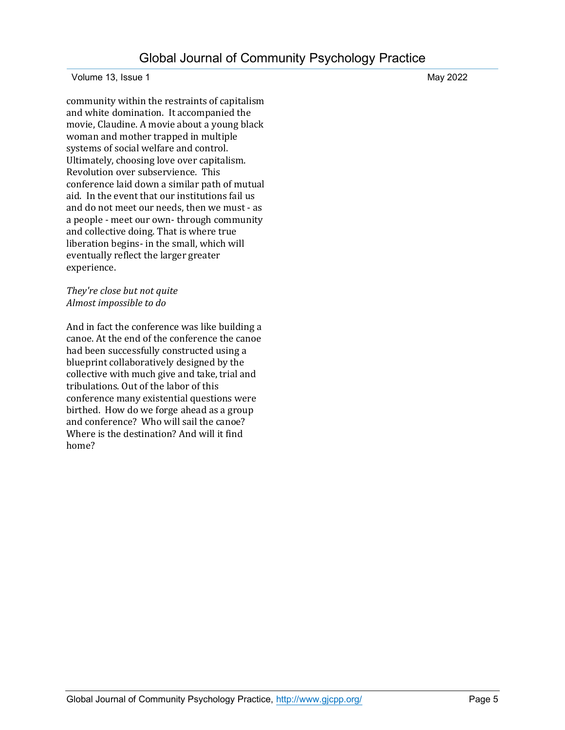community within the restraints of capitalism and white domination. It accompanied the movie, Claudine. A movie about a young black woman and mother trapped in multiple systems of social welfare and control. Ultimately, choosing love over capitalism. Revolution over subservience. This conference laid down a similar path of mutual aid. In the event that our institutions fail us and do not meet our needs, then we must - as a people - meet our own- through community and collective doing. That is where true liberation begins- in the small, which will eventually reflect the larger greater experience.

*They're close but not quite*
*Almost impossible to do*

And in fact the conference was like building a canoe. At the end of the conference the canoe had been successfully constructed using a blueprint collaboratively designed by the collective with much give and take, trial and tribulations. Out of the labor of this conference many existential questions were birthed. How do we forge ahead as a group and conference? Who will sail the canoe? Where is the destination? And will it find home?